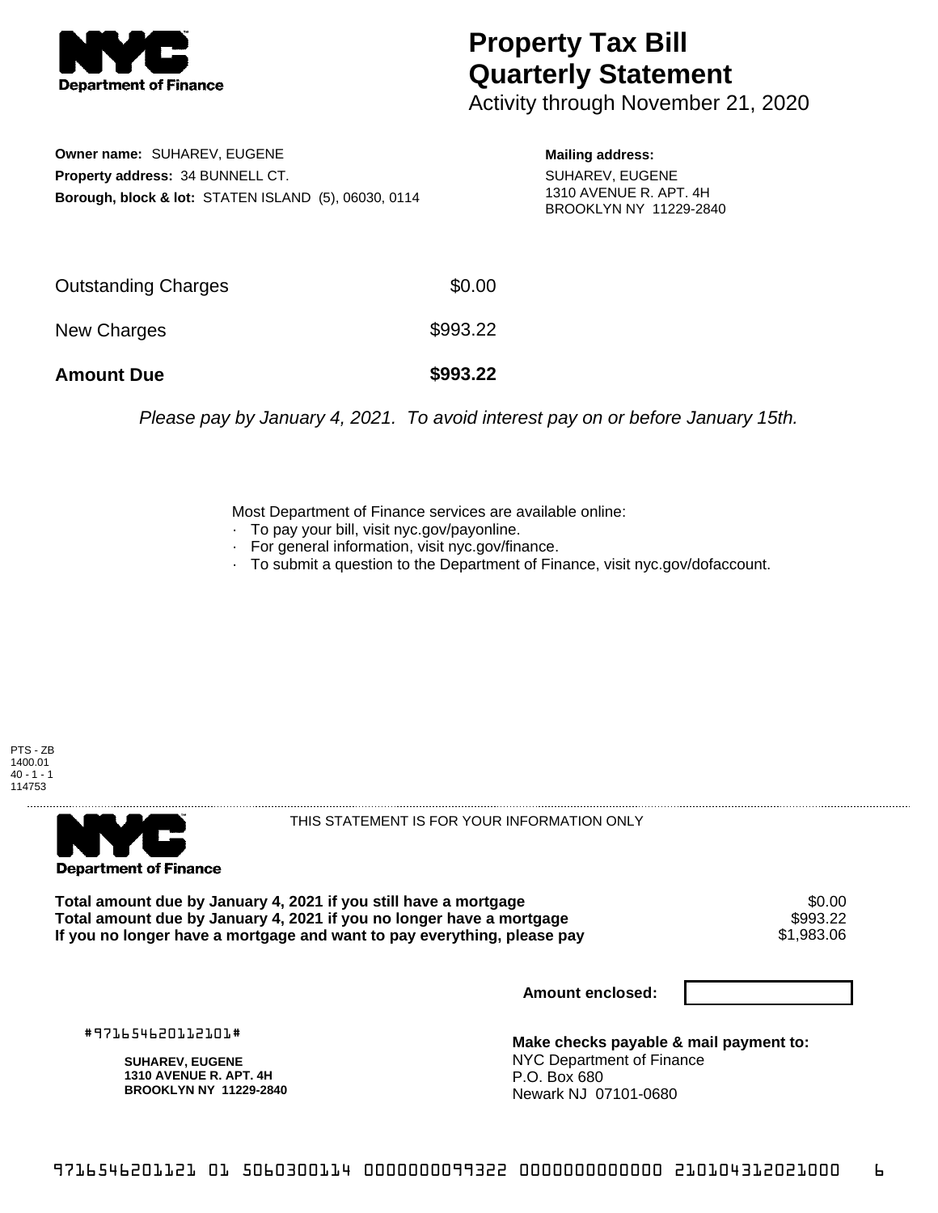**NYC Department of Finance**

# Property Tax Bill Quarterly Statement

Activity through November 21, 2020

**Owner name:** SUHAREV, EUGENE
**Property address:** 34 BUNNELL CT.
**Borough, block & lot:** STATEN ISLAND (5), 06030, 0114

**Mailing address:**
SUHAREV, EUGENE
1310 AVENUE R. APT. 4H
BROOKLYN NY 11229-2840

| | |
|---|---|
| Outstanding Charges | $0.00 |
| New Charges | $993.22 |
| **Amount Due** | **$993.22** |

*Please pay by January 4, 2021. To avoid interest pay on or before January 15th.*

Most Department of Finance services are available online:
- To pay your bill, visit nyc.gov/payonline.
- For general information, visit nyc.gov/finance.
- To submit a question to the Department of Finance, visit nyc.gov/dofaccount.

PTS - ZB
1400.01
40 - 1 - 1
114753

**NYC Department of Finance**

THIS STATEMENT IS FOR YOUR INFORMATION ONLY

| | |
|---|---|
| **Total amount due by January 4, 2021 if you still have a mortgage** | $0.00 |
| **Total amount due by January 4, 2021 if you no longer have a mortgage** | $993.22 |
| **If you no longer have a mortgage and want to pay everything, please pay** | $1,983.06 |

**Amount enclosed:**

#971654620112101#

**SUHAREV, EUGENE**
**1310 AVENUE R. APT. 4H**
**BROOKLYN NY 11229-2840**

**Make checks payable & mail payment to:**
NYC Department of Finance
P.O. Box 680
Newark NJ 07101-0680

9716546201121 01 5060300114 0000000099322 0000000000000 210104312021000 6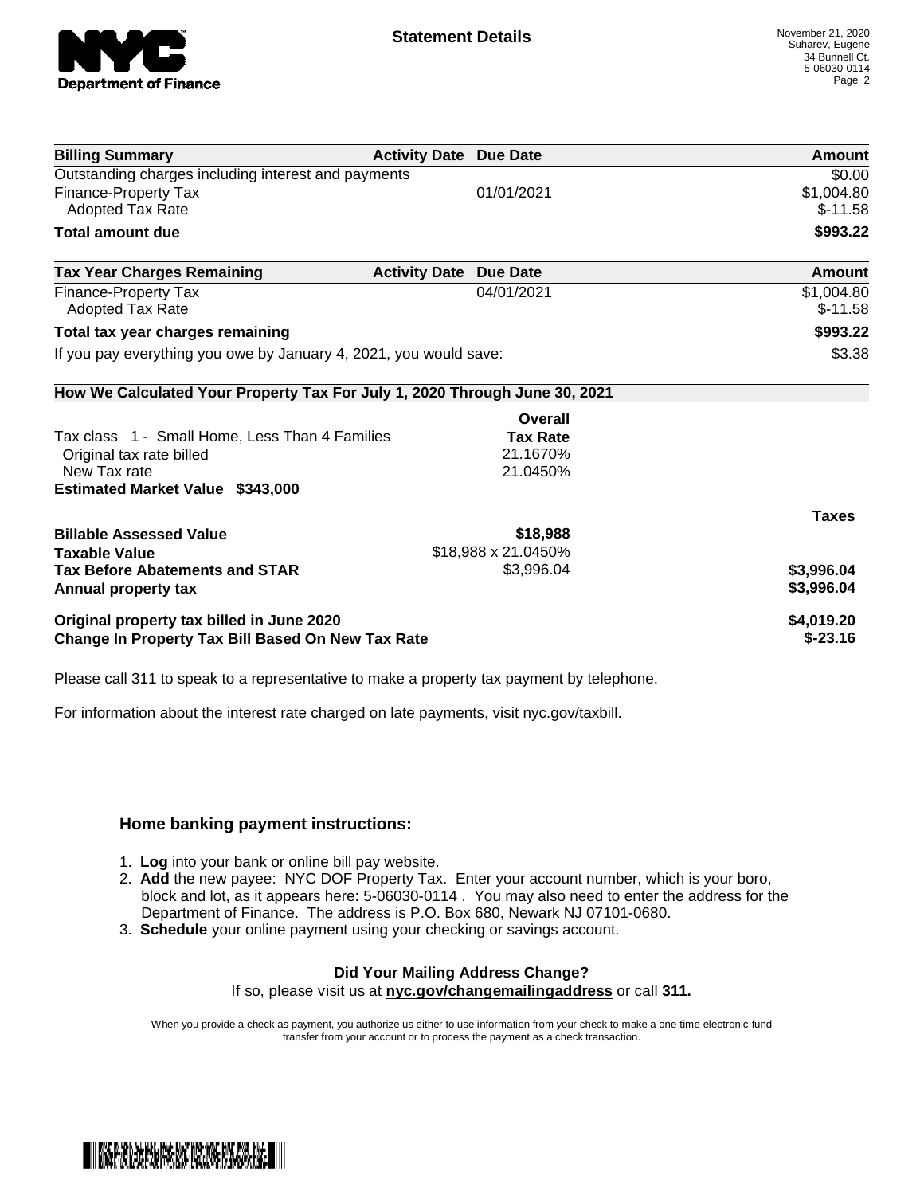## Statement Details

November 21, 2020
Suharev, Eugene
34 Bunnell Ct.
5-06030-0114

| Billing Summary | Activity Date | Due Date | Amount |
| --- | --- | --- | --- |
| Outstanding charges including interest and payments | | | $0.00 |
| Finance-Property Tax | | 01/01/2021 | $1,004.80 |
| Adopted Tax Rate | | | $-11.58 |
| **Total amount due** | | | **$993.22** |

| Tax Year Charges Remaining | Activity Date | Due Date | Amount |
| --- | --- | --- | --- |
| Finance-Property Tax | | 04/01/2021 | $1,004.80 |
| Adopted Tax Rate | | | $-11.58 |
| **Total tax year charges remaining** | | | **$993.22** |
| If you pay everything you owe by January 4, 2021, you would save: | | | $3.38 |

### How We Calculated Your Property Tax For July 1, 2020 Through June 30, 2021

| | Overall Tax Rate | |
| --- | --- | --- |
| Tax class 1 - Small Home, Less Than 4 Families | | |
| Original tax rate billed | 21.1670% | |
| New Tax rate | 21.0450% | |
| **Estimated Market Value $343,000** | | |
| | | **Taxes** |
| **Billable Assessed Value** | **$18,988** | |
| **Taxable Value** | $18,988 x 21.0450% | |
| **Tax Before Abatements and STAR** | $3,996.04 | **$3,996.04** |
| **Annual property tax** | | **$3,996.04** |
| **Original property tax billed in June 2020** | | **$4,019.20** |
| **Change In Property Tax Bill Based On New Tax Rate** | | **$-23.16** |

Please call 311 to speak to a representative to make a property tax payment by telephone.

For information about the interest rate charged on late payments, visit nyc.gov/taxbill.

### Home banking payment instructions:

1. **Log** into your bank or online bill pay website.
2. **Add** the new payee: NYC DOF Property Tax. Enter your account number, which is your boro, block and lot, as it appears here: 5-06030-0114 . You may also need to enter the address for the Department of Finance. The address is P.O. Box 680, Newark NJ 07101-0680.
3. **Schedule** your online payment using your checking or savings account.

**Did Your Mailing Address Change?**
If so, please visit us at **nyc.gov/changemailingaddress** or call **311.**

When you provide a check as payment, you authorize us either to use information from your check to make a one-time electronic fund transfer from your account or to process the payment as a check transaction.